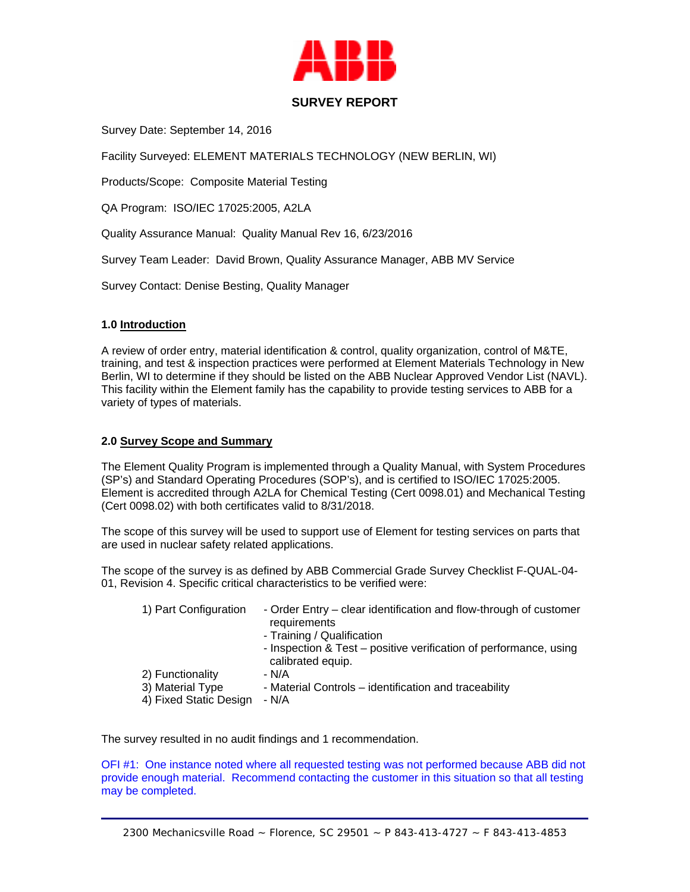# SURVEY REPORT

Survey Date: September 14, 2016

Facility Surveyed: ELEMENT MATERIALS TECHNOLOGY (NEW BERLIN, WI)

Products/Scope: Composite Material Testing

QA Program: ISO/IEC 17025:2005, A2LA

Quality Assurance Manual: Quality Manual Rev 16, 6/23/2016

Survey Team Leader: David Brown, Quality Assurance Manager, ABB MV Service

Survey Contact: Denise Besting, Quality Manager

## 1.0 Introduction

A review of order entry, material identification & control, quality organization, control of M&TE, training, and test & inspection practices were performed at Element Materials Technology in New Berlin, WI to determine if they should be listed on the ABB Nuclear Approved Vendor List (NAVL). This facility within the Element family has the capability to provide testing services to ABB for a variety of types of materials.

## 2.0 Survey Scope and Summary

The Element Quality Program is implemented through a Quality Manual, with System Procedures (SP's) and Standard Operating Procedures (SOP's), and is certified to ISO/IEC 17025:2005. Element is accredited through A2LA for Chemical Testing (Cert 0098.01) and Mechanical Testing (Cert 0098.02) with both certificates valid to 8/31/2018.

The scope of this survey will be used to support use of Element for testing services on parts that are used in nuclear safety related applications.

The scope of the survey is as defined by ABB Commercial Grade Survey Checklist F-QUAL-04-01, Revision 4. Specific critical characteristics to be verified were:

| | |
|---|---|
| 1) Part Configuration | - Order Entry – clear identification and flow-through of customer requirements<br>- Training / Qualification<br>- Inspection & Test – positive verification of performance, using calibrated equip. |
| 2) Functionality | - N/A |
| 3) Material Type | - Material Controls – identification and traceability |
| 4) Fixed Static Design | - N/A |

The survey resulted in no audit findings and 1 recommendation.

OFI #1: One instance noted where all requested testing was not performed because ABB did not provide enough material. Recommend contacting the customer in this situation so that all testing may be completed.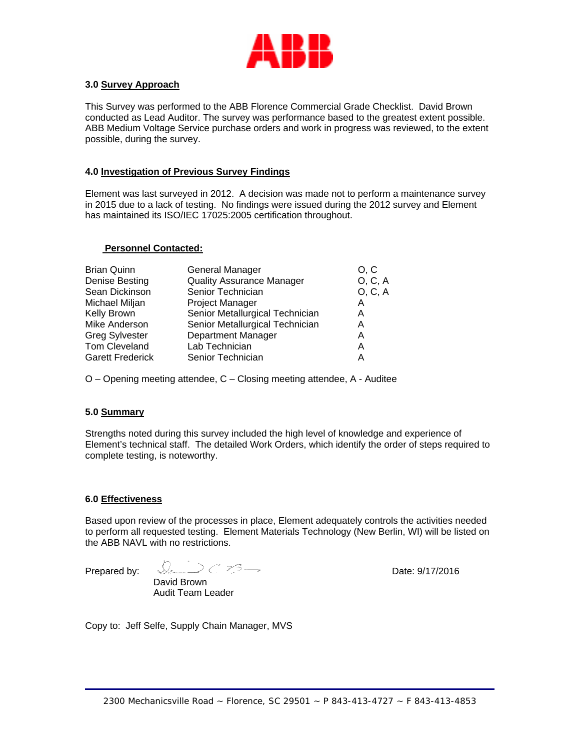### 3.0 Survey Approach

This Survey was performed to the ABB Florence Commercial Grade Checklist. David Brown conducted as Lead Auditor. The survey was performance based to the greatest extent possible. ABB Medium Voltage Service purchase orders and work in progress was reviewed, to the extent possible, during the survey.

### 4.0 Investigation of Previous Survey Findings

Element was last surveyed in 2012. A decision was made not to perform a maintenance survey in 2015 due to a lack of testing. No findings were issued during the 2012 survey and Element has maintained its ISO/IEC 17025:2005 certification throughout.

**Personnel Contacted:**

| | | |
|---|---|---|
| Brian Quinn | General Manager | O, C |
| Denise Besting | Quality Assurance Manager | O, C, A |
| Sean Dickinson | Senior Technician | O, C, A |
| Michael Miljan | Project Manager | A |
| Kelly Brown | Senior Metallurgical Technician | A |
| Mike Anderson | Senior Metallurgical Technician | A |
| Greg Sylvester | Department Manager | A |
| Tom Cleveland | Lab Technician | A |
| Garett Frederick | Senior Technician | A |

O – Opening meeting attendee, C – Closing meeting attendee, A - Auditee

### 5.0 Summary

Strengths noted during this survey included the high level of knowledge and experience of Element's technical staff. The detailed Work Orders, which identify the order of steps required to complete testing, is noteworthy.

### 6.0 Effectiveness

Based upon review of the processes in place, Element adequately controls the activities needed to perform all requested testing. Element Materials Technology (New Berlin, WI) will be listed on the ABB NAVL with no restrictions.

Prepared by: David Brown
Audit Team Leader

Date: 9/17/2016

Copy to: Jeff Selfe, Supply Chain Manager, MVS

2300 Mechanicsville Road ~ Florence, SC 29501 ~ P 843-413-4727 ~ F 843-413-4853